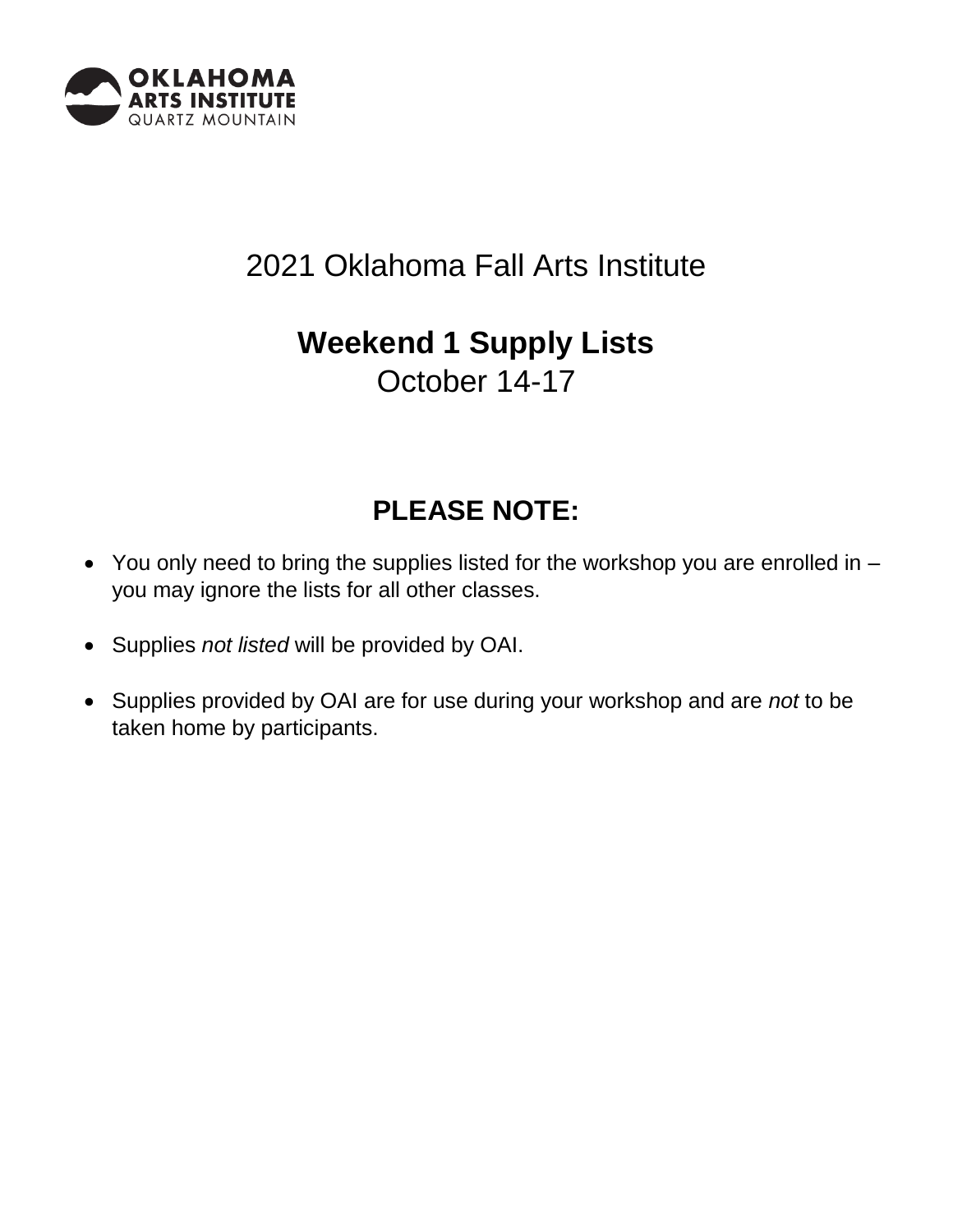OKLAHOMA ARTS INSTITUTE
QUARTZ MOUNTAIN

# 2021 Oklahoma Fall Arts Institute

## Weekend 1 Supply Lists

October 14-17

## PLEASE NOTE:

- You only need to bring the supplies listed for the workshop you are enrolled in – you may ignore the lists for all other classes.
- Supplies *not listed* will be provided by OAI.
- Supplies provided by OAI are for use during your workshop and are *not* to be taken home by participants.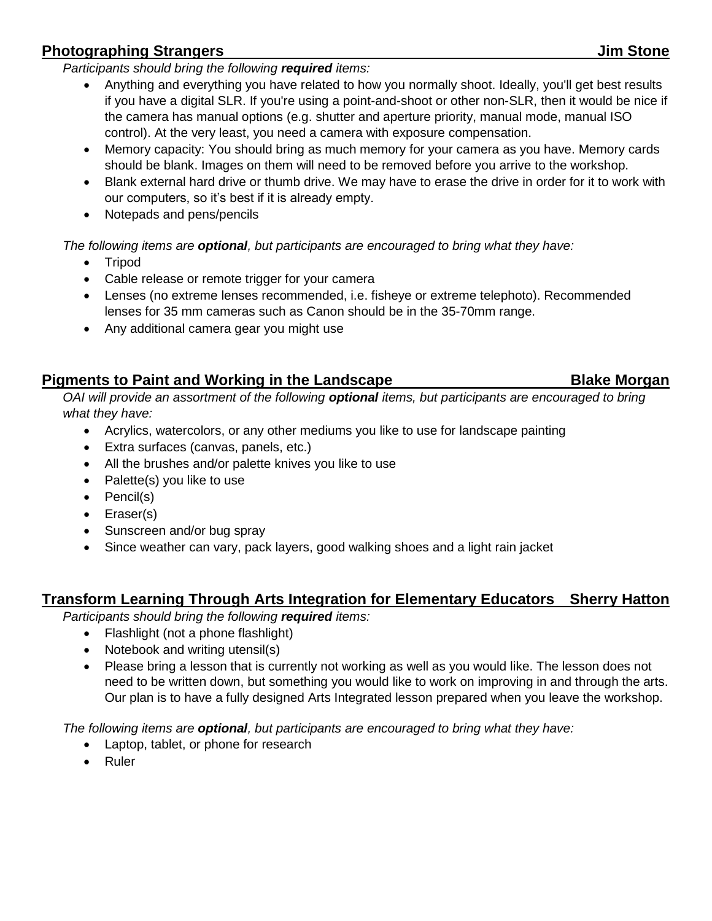## Photographing Strangers — Jim Stone

*Participants should bring the following* ***required*** *items:*

- Anything and everything you have related to how you normally shoot. Ideally, you'll get best results if you have a digital SLR. If you're using a point-and-shoot or other non-SLR, then it would be nice if the camera has manual options (e.g. shutter and aperture priority, manual mode, manual ISO control). At the very least, you need a camera with exposure compensation.
- Memory capacity: You should bring as much memory for your camera as you have. Memory cards should be blank. Images on them will need to be removed before you arrive to the workshop.
- Blank external hard drive or thumb drive. We may have to erase the drive in order for it to work with our computers, so it's best if it is already empty.
- Notepads and pens/pencils

*The following items are* ***optional****, but participants are encouraged to bring what they have:*

- Tripod
- Cable release or remote trigger for your camera
- Lenses (no extreme lenses recommended, i.e. fisheye or extreme telephoto). Recommended lenses for 35 mm cameras such as Canon should be in the 35-70mm range.
- Any additional camera gear you might use

## Pigments to Paint and Working in the Landscape — Blake Morgan

*OAI will provide an assortment of the following* ***optional*** *items, but participants are encouraged to bring what they have:*

- Acrylics, watercolors, or any other mediums you like to use for landscape painting
- Extra surfaces (canvas, panels, etc.)
- All the brushes and/or palette knives you like to use
- Palette(s) you like to use
- Pencil(s)
- Eraser(s)
- Sunscreen and/or bug spray
- Since weather can vary, pack layers, good walking shoes and a light rain jacket

## Transform Learning Through Arts Integration for Elementary Educators — Sherry Hatton

*Participants should bring the following* ***required*** *items:*

- Flashlight (not a phone flashlight)
- Notebook and writing utensil(s)
- Please bring a lesson that is currently not working as well as you would like. The lesson does not need to be written down, but something you would like to work on improving in and through the arts. Our plan is to have a fully designed Arts Integrated lesson prepared when you leave the workshop.

*The following items are* ***optional****, but participants are encouraged to bring what they have:*

- Laptop, tablet, or phone for research
- Ruler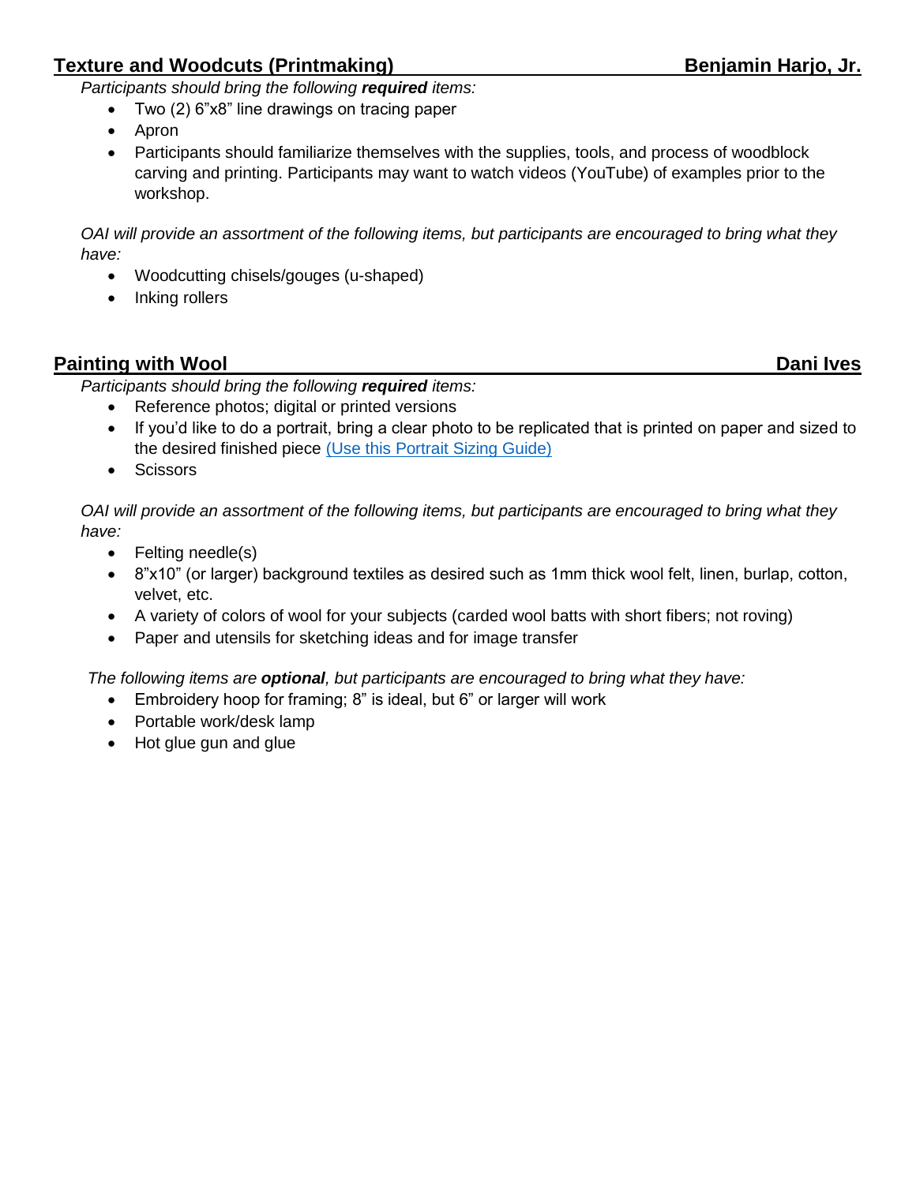## Texture and Woodcuts (Printmaking) — Benjamin Harjo, Jr.

*Participants should bring the following **required** items:*

- Two (2) 6"x8" line drawings on tracing paper
- Apron
- Participants should familiarize themselves with the supplies, tools, and process of woodblock carving and printing. Participants may want to watch videos (YouTube) of examples prior to the workshop.

*OAI will provide an assortment of the following items, but participants are encouraged to bring what they have:*

- Woodcutting chisels/gouges (u-shaped)
- Inking rollers

## Painting with Wool — Dani Ives

*Participants should bring the following **required** items:*

- Reference photos; digital or printed versions
- If you'd like to do a portrait, bring a clear photo to be replicated that is printed on paper and sized to the desired finished piece (Use this Portrait Sizing Guide)
- Scissors

*OAI will provide an assortment of the following items, but participants are encouraged to bring what they have:*

- Felting needle(s)
- 8"x10" (or larger) background textiles as desired such as 1mm thick wool felt, linen, burlap, cotton, velvet, etc.
- A variety of colors of wool for your subjects (carded wool batts with short fibers; not roving)
- Paper and utensils for sketching ideas and for image transfer

*The following items are **optional**, but participants are encouraged to bring what they have:*

- Embroidery hoop for framing; 8" is ideal, but 6" or larger will work
- Portable work/desk lamp
- Hot glue gun and glue